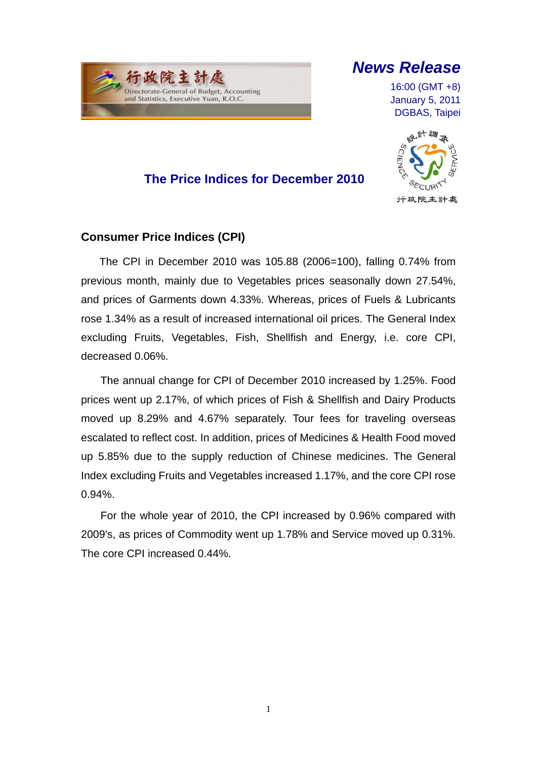行政院主計處
Directorate-General of Budget, Accounting and Statistics, Executive Yuan, R.O.C.

***News Release***

16:00 (GMT +8)
January 5, 2011
DGBAS, Taipei

# The Price Indices for December 2010

## Consumer Price Indices (CPI)

The CPI in December 2010 was 105.88 (2006=100), falling 0.74% from previous month, mainly due to Vegetables prices seasonally down 27.54%, and prices of Garments down 4.33%. Whereas, prices of Fuels & Lubricants rose 1.34% as a result of increased international oil prices. The General Index excluding Fruits, Vegetables, Fish, Shellfish and Energy, i.e. core CPI, decreased 0.06%.

The annual change for CPI of December 2010 increased by 1.25%. Food prices went up 2.17%, of which prices of Fish & Shellfish and Dairy Products moved up 8.29% and 4.67% separately. Tour fees for traveling overseas escalated to reflect cost. In addition, prices of Medicines & Health Food moved up 5.85% due to the supply reduction of Chinese medicines. The General Index excluding Fruits and Vegetables increased 1.17%, and the core CPI rose 0.94%.

For the whole year of 2010, the CPI increased by 0.96% compared with 2009's, as prices of Commodity went up 1.78% and Service moved up 0.31%. The core CPI increased 0.44%.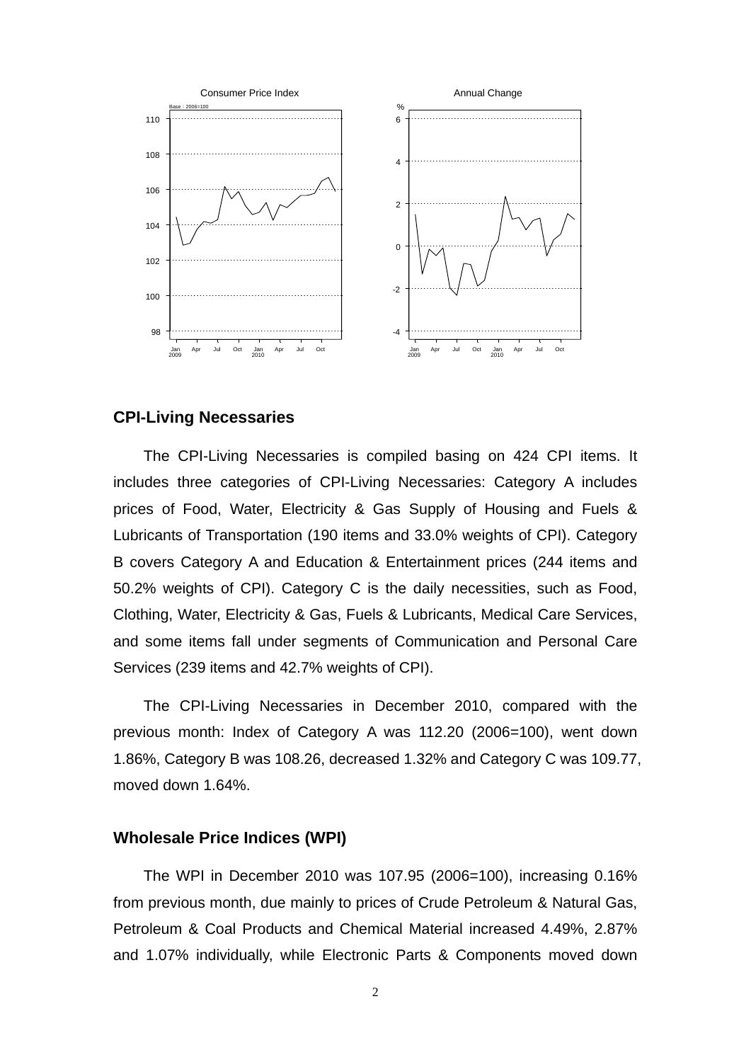Consumer Price Index

Base：2006=100

Annual Change

%

## CPI-Living Necessaries

The CPI-Living Necessaries is compiled basing on 424 CPI items. It includes three categories of CPI-Living Necessaries: Category A includes prices of Food, Water, Electricity & Gas Supply of Housing and Fuels & Lubricants of Transportation (190 items and 33.0% weights of CPI). Category B covers Category A and Education & Entertainment prices (244 items and 50.2% weights of CPI). Category C is the daily necessities, such as Food, Clothing, Water, Electricity & Gas, Fuels & Lubricants, Medical Care Services, and some items fall under segments of Communication and Personal Care Services (239 items and 42.7% weights of CPI).

The CPI-Living Necessaries in December 2010, compared with the previous month: Index of Category A was 112.20 (2006=100), went down 1.86%, Category B was 108.26, decreased 1.32% and Category C was 109.77, moved down 1.64%.

## Wholesale Price Indices (WPI)

The WPI in December 2010 was 107.95 (2006=100), increasing 0.16% from previous month, due mainly to prices of Crude Petroleum & Natural Gas, Petroleum & Coal Products and Chemical Material increased 4.49%, 2.87% and 1.07% individually, while Electronic Parts & Components moved down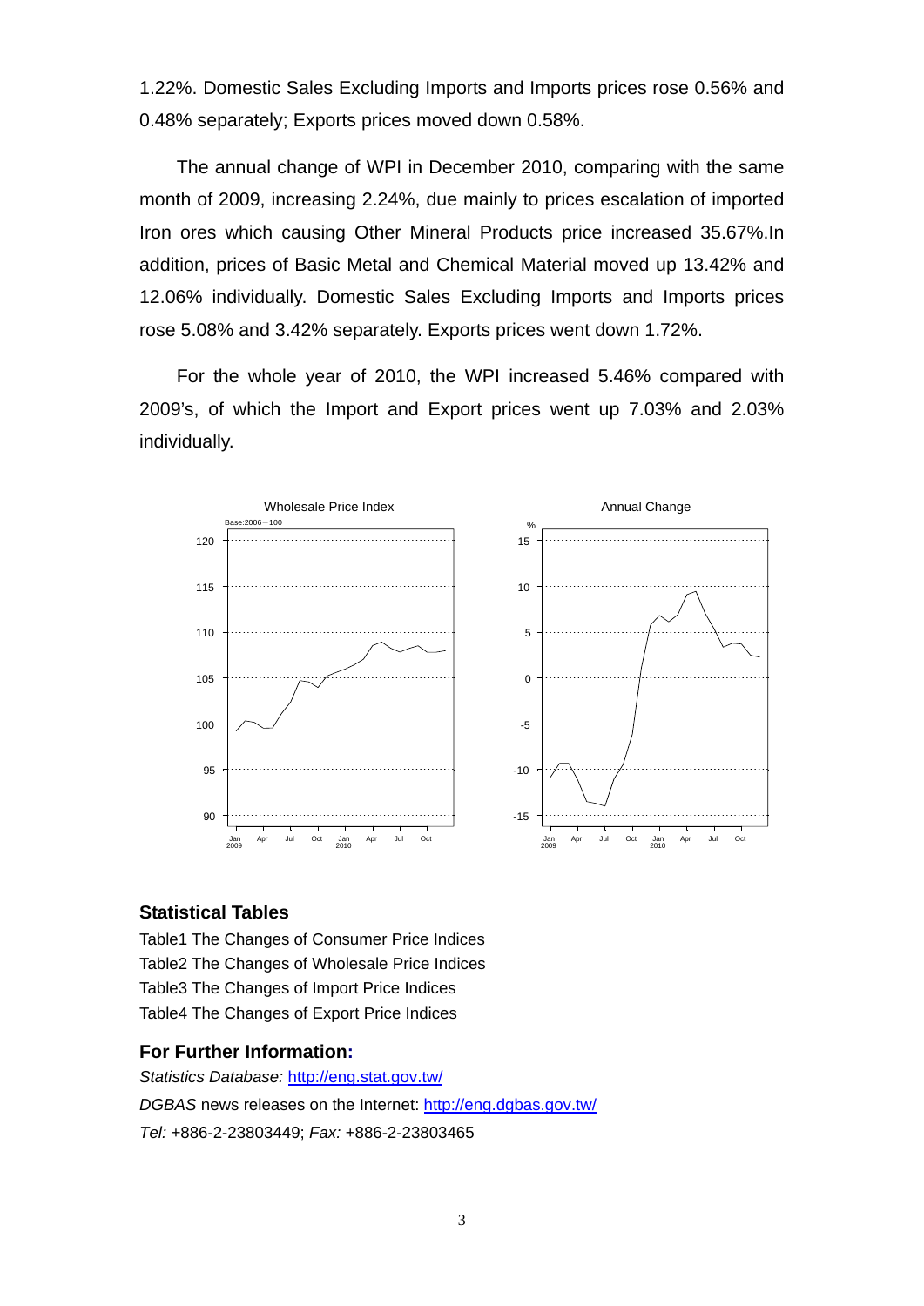1.22%. Domestic Sales Excluding Imports and Imports prices rose 0.56% and 0.48% separately; Exports prices moved down 0.58%.

The annual change of WPI in December 2010, comparing with the same month of 2009, increasing 2.24%, due mainly to prices escalation of imported Iron ores which causing Other Mineral Products price increased 35.67%.In addition, prices of Basic Metal and Chemical Material moved up 13.42% and 12.06% individually. Domestic Sales Excluding Imports and Imports prices rose 5.08% and 3.42% separately. Exports prices went down 1.72%.

For the whole year of 2010, the WPI increased 5.46% compared with 2009's, of which the Import and Export prices went up 7.03% and 2.03% individually.

### Statistical Tables

Table1 The Changes of Consumer Price Indices
Table2 The Changes of Wholesale Price Indices
Table3 The Changes of Import Price Indices
Table4 The Changes of Export Price Indices

### For Further Information:

*Statistics Database:* http://eng.stat.gov.tw/
*DGBAS* news releases on the Internet: http://eng.dgbas.gov.tw/
*Tel:* +886-2-23803449; *Fax:* +886-2-23803465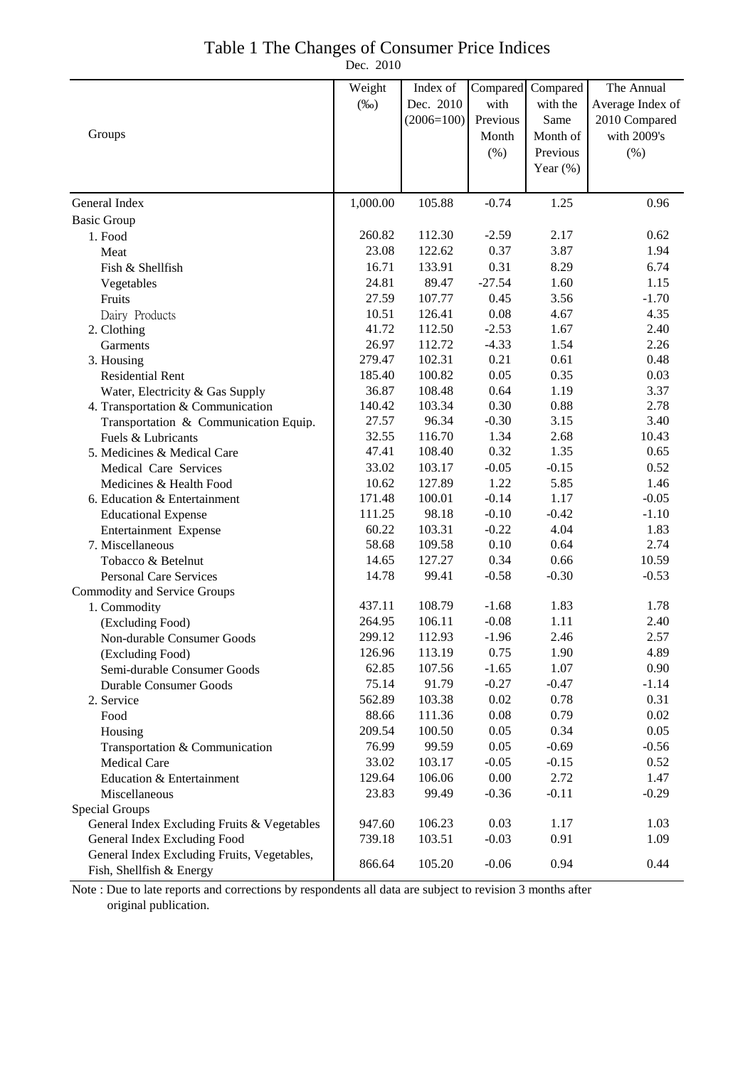# Table 1 The Changes of Consumer Price Indices

Dec. 2010

| Groups | Weight (‰) | Index of Dec. 2010 (2006=100) | Compared with Previous Month (%) | Compared with the Same Month of Previous Year (%) | The Annual Average Index of 2010 Compared with 2009's (%) |
|---|---|---|---|---|---|
| General Index | 1,000.00 | 105.88 | -0.74 | 1.25 | 0.96 |
| Basic Group | | | | | |
| 1. Food | 260.82 | 112.30 | -2.59 | 2.17 | 0.62 |
| Meat | 23.08 | 122.62 | 0.37 | 3.87 | 1.94 |
| Fish & Shellfish | 16.71 | 133.91 | 0.31 | 8.29 | 6.74 |
| Vegetables | 24.81 | 89.47 | -27.54 | 1.60 | 1.15 |
| Fruits | 27.59 | 107.77 | 0.45 | 3.56 | -1.70 |
| Dairy Products | 10.51 | 126.41 | 0.08 | 4.67 | 4.35 |
| 2. Clothing | 41.72 | 112.50 | -2.53 | 1.67 | 2.40 |
| Garments | 26.97 | 112.72 | -4.33 | 1.54 | 2.26 |
| 3. Housing | 279.47 | 102.31 | 0.21 | 0.61 | 0.48 |
| Residential Rent | 185.40 | 100.82 | 0.05 | 0.35 | 0.03 |
| Water, Electricity & Gas Supply | 36.87 | 108.48 | 0.64 | 1.19 | 3.37 |
| 4. Transportation & Communication | 140.42 | 103.34 | 0.30 | 0.88 | 2.78 |
| Transportation & Communication Equip. | 27.57 | 96.34 | -0.30 | 3.15 | 3.40 |
| Fuels & Lubricants | 32.55 | 116.70 | 1.34 | 2.68 | 10.43 |
| 5. Medicines & Medical Care | 47.41 | 108.40 | 0.32 | 1.35 | 0.65 |
| Medical Care Services | 33.02 | 103.17 | -0.05 | -0.15 | 0.52 |
| Medicines & Health Food | 10.62 | 127.89 | 1.22 | 5.85 | 1.46 |
| 6. Education & Entertainment | 171.48 | 100.01 | -0.14 | 1.17 | -0.05 |
| Educational Expense | 111.25 | 98.18 | -0.10 | -0.42 | -1.10 |
| Entertainment Expense | 60.22 | 103.31 | -0.22 | 4.04 | 1.83 |
| 7. Miscellaneous | 58.68 | 109.58 | 0.10 | 0.64 | 2.74 |
| Tobacco & Betelnut | 14.65 | 127.27 | 0.34 | 0.66 | 10.59 |
| Personal Care Services | 14.78 | 99.41 | -0.58 | -0.30 | -0.53 |
| Commodity and Service Groups | | | | | |
| 1. Commodity | 437.11 | 108.79 | -1.68 | 1.83 | 1.78 |
| (Excluding Food) | 264.95 | 106.11 | -0.08 | 1.11 | 2.40 |
| Non-durable Consumer Goods | 299.12 | 112.93 | -1.96 | 2.46 | 2.57 |
| (Excluding Food) | 126.96 | 113.19 | 0.75 | 1.90 | 4.89 |
| Semi-durable Consumer Goods | 62.85 | 107.56 | -1.65 | 1.07 | 0.90 |
| Durable Consumer Goods | 75.14 | 91.79 | -0.27 | -0.47 | -1.14 |
| 2. Service | 562.89 | 103.38 | 0.02 | 0.78 | 0.31 |
| Food | 88.66 | 111.36 | 0.08 | 0.79 | 0.02 |
| Housing | 209.54 | 100.50 | 0.05 | 0.34 | 0.05 |
| Transportation & Communication | 76.99 | 99.59 | 0.05 | -0.69 | -0.56 |
| Medical Care | 33.02 | 103.17 | -0.05 | -0.15 | 0.52 |
| Education & Entertainment | 129.64 | 106.06 | 0.00 | 2.72 | 1.47 |
| Miscellaneous | 23.83 | 99.49 | -0.36 | -0.11 | -0.29 |
| Special Groups | | | | | |
| General Index Excluding Fruits & Vegetables | 947.60 | 106.23 | 0.03 | 1.17 | 1.03 |
| General Index Excluding Food | 739.18 | 103.51 | -0.03 | 0.91 | 1.09 |
| General Index Excluding Fruits, Vegetables, Fish, Shellfish & Energy | 866.64 | 105.20 | -0.06 | 0.94 | 0.44 |

Note : Due to late reports and corrections by respondents all data are subject to revision 3 months after original publication.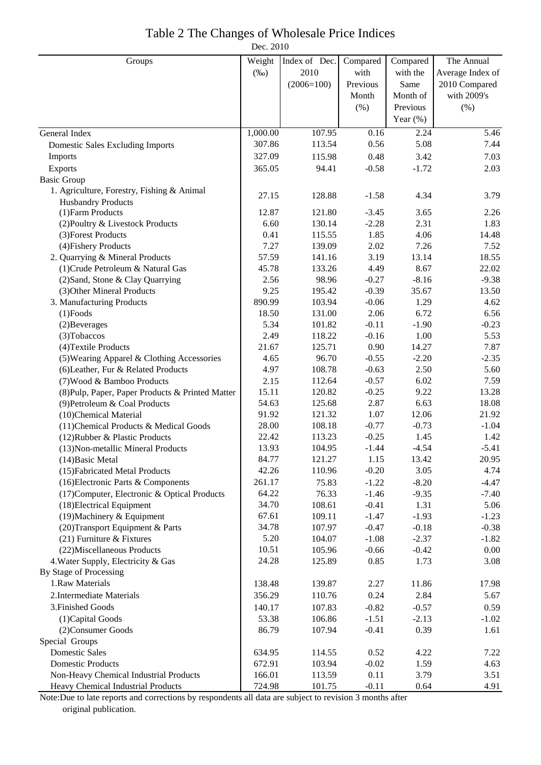# Table 2 The Changes of Wholesale Price Indices

Dec. 2010

| Groups | Weight (‰) | Index of Dec. 2010 (2006=100) | Compared with Previous Month (%) | Compared with the Same Month of Previous Year (%) | The Annual Average Index of 2010 Compared with 2009's (%) |
|---|---|---|---|---|---|
| General Index | 1,000.00 | 107.95 | 0.16 | 2.24 | 5.46 |
| Domestic Sales Excluding Imports | 307.86 | 113.54 | 0.56 | 5.08 | 7.44 |
| Imports | 327.09 | 115.98 | 0.48 | 3.42 | 7.03 |
| Exports | 365.05 | 94.41 | -0.58 | -1.72 | 2.03 |
| Basic Group | | | | | |
| 1. Agriculture, Forestry, Fishing & Animal Husbandry Products | 27.15 | 128.88 | -1.58 | 4.34 | 3.79 |
| (1)Farm Products | 12.87 | 121.80 | -3.45 | 3.65 | 2.26 |
| (2)Poultry & Livestock Products | 6.60 | 130.14 | -2.28 | 2.31 | 1.83 |
| (3)Forest Products | 0.41 | 115.55 | 1.85 | 4.06 | 14.48 |
| (4)Fishery Products | 7.27 | 139.09 | 2.02 | 7.26 | 7.52 |
| 2. Quarrying & Mineral Products | 57.59 | 141.16 | 3.19 | 13.14 | 18.55 |
| (1)Crude Petroleum & Natural Gas | 45.78 | 133.26 | 4.49 | 8.67 | 22.02 |
| (2)Sand, Stone & Clay Quarrying | 2.56 | 98.96 | -0.27 | -8.16 | -9.38 |
| (3)Other Mineral Products | 9.25 | 195.42 | -0.39 | 35.67 | 13.50 |
| 3. Manufacturing Products | 890.99 | 103.94 | -0.06 | 1.29 | 4.62 |
| (1)Foods | 18.50 | 131.00 | 2.06 | 6.72 | 6.56 |
| (2)Beverages | 5.34 | 101.82 | -0.11 | -1.90 | -0.23 |
| (3)Tobaccos | 2.49 | 118.22 | -0.16 | 1.00 | 5.53 |
| (4)Textile Products | 21.67 | 125.71 | 0.90 | 14.27 | 7.87 |
| (5)Wearing Apparel & Clothing Accessories | 4.65 | 96.70 | -0.55 | -2.20 | -2.35 |
| (6)Leather, Fur & Related Products | 4.97 | 108.78 | -0.63 | 2.50 | 5.60 |
| (7)Wood & Bamboo Products | 2.15 | 112.64 | -0.57 | 6.02 | 7.59 |
| (8)Pulp, Paper, Paper Products & Printed Matter | 15.11 | 120.82 | -0.25 | 9.22 | 13.28 |
| (9)Petroleum & Coal Products | 54.63 | 125.68 | 2.87 | 6.63 | 18.08 |
| (10)Chemical Material | 91.92 | 121.32 | 1.07 | 12.06 | 21.92 |
| (11)Chemical Products & Medical Goods | 28.00 | 108.18 | -0.77 | -0.73 | -1.04 |
| (12)Rubber & Plastic Products | 22.42 | 113.23 | -0.25 | 1.45 | 1.42 |
| (13)Non-metallic Mineral Products | 13.93 | 104.95 | -1.44 | -4.54 | -5.41 |
| (14)Basic Metal | 84.77 | 121.27 | 1.15 | 13.42 | 20.95 |
| (15)Fabricated Metal Products | 42.26 | 110.96 | -0.20 | 3.05 | 4.74 |
| (16)Electronic Parts & Components | 261.17 | 75.83 | -1.22 | -8.20 | -4.47 |
| (17)Computer, Electronic & Optical Products | 64.22 | 76.33 | -1.46 | -9.35 | -7.40 |
| (18)Electrical Equipment | 34.70 | 108.61 | -0.41 | 1.31 | 5.06 |
| (19)Machinery & Equipment | 67.61 | 109.11 | -1.47 | -1.93 | -1.23 |
| (20)Transport Equipment & Parts | 34.78 | 107.97 | -0.47 | -0.18 | -0.38 |
| (21) Furniture & Fixtures | 5.20 | 104.07 | -1.08 | -2.37 | -1.82 |
| (22)Miscellaneous Products | 10.51 | 105.96 | -0.66 | -0.42 | 0.00 |
| 4.Water Supply, Electricity & Gas | 24.28 | 125.89 | 0.85 | 1.73 | 3.08 |
| By Stage of Processing | | | | | |
| 1.Raw Materials | 138.48 | 139.87 | 2.27 | 11.86 | 17.98 |
| 2.Intermediate Materials | 356.29 | 110.76 | 0.24 | 2.84 | 5.67 |
| 3.Finished Goods | 140.17 | 107.83 | -0.82 | -0.57 | 0.59 |
| (1)Capital Goods | 53.38 | 106.86 | -1.51 | -2.13 | -1.02 |
| (2)Consumer Goods | 86.79 | 107.94 | -0.41 | 0.39 | 1.61 |
| Special Groups | | | | | |
| Domestic Sales | 634.95 | 114.55 | 0.52 | 4.22 | 7.22 |
| Domestic Products | 672.91 | 103.94 | -0.02 | 1.59 | 4.63 |
| Non-Heavy Chemical Industrial Products | 166.01 | 113.59 | 0.11 | 3.79 | 3.51 |
| Heavy Chemical Industrial Products | 724.98 | 101.75 | -0.11 | 0.64 | 4.91 |

Note:Due to late reports and corrections by respondents all data are subject to revision 3 months after original publication.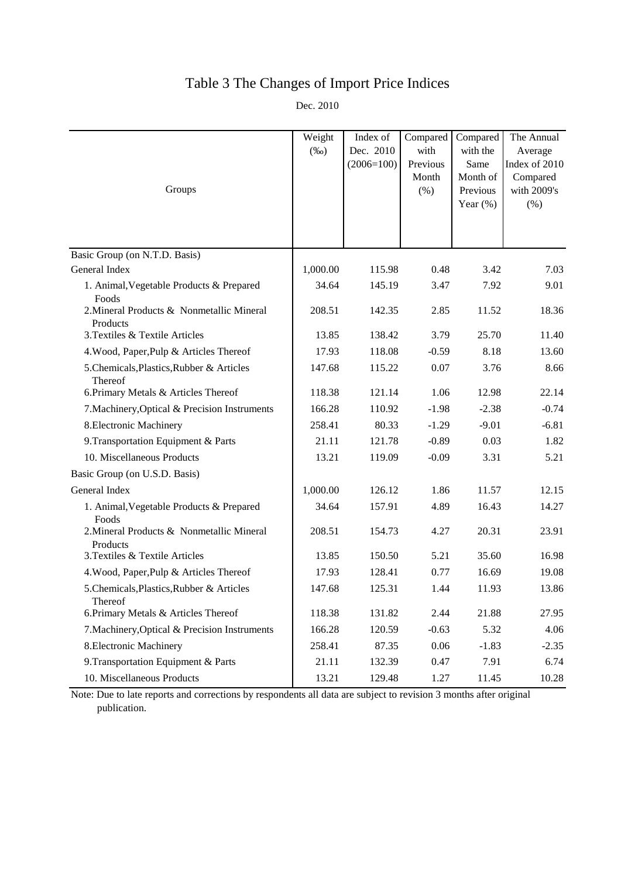# Table 3 The Changes of Import Price Indices

Dec. 2010

| Groups | Weight (‰) | Index of Dec. 2010 (2006=100) | Compared with Previous Month (%) | Compared with the Same Month of Previous Year (%) | The Annual Average Index of 2010 Compared with 2009's (%) |
|---|---|---|---|---|---|
| Basic Group (on N.T.D. Basis) | | | | | |
| General Index | 1,000.00 | 115.98 | 0.48 | 3.42 | 7.03 |
| 1. Animal,Vegetable Products & Prepared Foods | 34.64 | 145.19 | 3.47 | 7.92 | 9.01 |
| 2.Mineral Products & Nonmetallic Mineral Products | 208.51 | 142.35 | 2.85 | 11.52 | 18.36 |
| 3.Textiles & Textile Articles | 13.85 | 138.42 | 3.79 | 25.70 | 11.40 |
| 4.Wood, Paper,Pulp & Articles Thereof | 17.93 | 118.08 | -0.59 | 8.18 | 13.60 |
| 5.Chemicals,Plastics,Rubber & Articles Thereof | 147.68 | 115.22 | 0.07 | 3.76 | 8.66 |
| 6.Primary Metals & Articles Thereof | 118.38 | 121.14 | 1.06 | 12.98 | 22.14 |
| 7.Machinery,Optical & Precision Instruments | 166.28 | 110.92 | -1.98 | -2.38 | -0.74 |
| 8.Electronic Machinery | 258.41 | 80.33 | -1.29 | -9.01 | -6.81 |
| 9.Transportation Equipment & Parts | 21.11 | 121.78 | -0.89 | 0.03 | 1.82 |
| 10. Miscellaneous Products | 13.21 | 119.09 | -0.09 | 3.31 | 5.21 |
| Basic Group (on U.S.D. Basis) | | | | | |
| General Index | 1,000.00 | 126.12 | 1.86 | 11.57 | 12.15 |
| 1. Animal,Vegetable Products & Prepared Foods | 34.64 | 157.91 | 4.89 | 16.43 | 14.27 |
| 2.Mineral Products & Nonmetallic Mineral Products | 208.51 | 154.73 | 4.27 | 20.31 | 23.91 |
| 3.Textiles & Textile Articles | 13.85 | 150.50 | 5.21 | 35.60 | 16.98 |
| 4.Wood, Paper,Pulp & Articles Thereof | 17.93 | 128.41 | 0.77 | 16.69 | 19.08 |
| 5.Chemicals,Plastics,Rubber & Articles Thereof | 147.68 | 125.31 | 1.44 | 11.93 | 13.86 |
| 6.Primary Metals & Articles Thereof | 118.38 | 131.82 | 2.44 | 21.88 | 27.95 |
| 7.Machinery,Optical & Precision Instruments | 166.28 | 120.59 | -0.63 | 5.32 | 4.06 |
| 8.Electronic Machinery | 258.41 | 87.35 | 0.06 | -1.83 | -2.35 |
| 9.Transportation Equipment & Parts | 21.11 | 132.39 | 0.47 | 7.91 | 6.74 |
| 10. Miscellaneous Products | 13.21 | 129.48 | 1.27 | 11.45 | 10.28 |

Note: Due to late reports and corrections by respondents all data are subject to revision 3 months after original publication.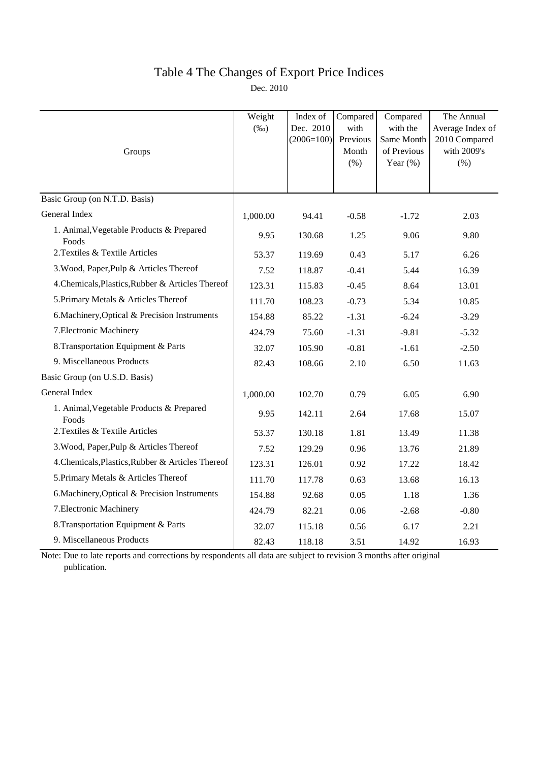# Table 4 The Changes of Export Price Indices

Dec. 2010

| Groups | Weight (‰) | Index of Dec. 2010 (2006=100) | Compared with Previous Month (%) | Compared with the Same Month of Previous Year (%) | The Annual Average Index of 2010 Compared with 2009's (%) |
|---|---|---|---|---|---|
| Basic Group (on N.T.D. Basis) | | | | | |
| General Index | 1,000.00 | 94.41 | -0.58 | -1.72 | 2.03 |
| 1. Animal,Vegetable Products & Prepared Foods | 9.95 | 130.68 | 1.25 | 9.06 | 9.80 |
| 2.Textiles & Textile Articles | 53.37 | 119.69 | 0.43 | 5.17 | 6.26 |
| 3.Wood, Paper,Pulp & Articles Thereof | 7.52 | 118.87 | -0.41 | 5.44 | 16.39 |
| 4.Chemicals,Plastics,Rubber & Articles Thereof | 123.31 | 115.83 | -0.45 | 8.64 | 13.01 |
| 5.Primary Metals & Articles Thereof | 111.70 | 108.23 | -0.73 | 5.34 | 10.85 |
| 6.Machinery,Optical & Precision Instruments | 154.88 | 85.22 | -1.31 | -6.24 | -3.29 |
| 7.Electronic Machinery | 424.79 | 75.60 | -1.31 | -9.81 | -5.32 |
| 8.Transportation Equipment & Parts | 32.07 | 105.90 | -0.81 | -1.61 | -2.50 |
| 9. Miscellaneous Products | 82.43 | 108.66 | 2.10 | 6.50 | 11.63 |
| Basic Group (on U.S.D. Basis) | | | | | |
| General Index | 1,000.00 | 102.70 | 0.79 | 6.05 | 6.90 |
| 1. Animal,Vegetable Products & Prepared Foods | 9.95 | 142.11 | 2.64 | 17.68 | 15.07 |
| 2.Textiles & Textile Articles | 53.37 | 130.18 | 1.81 | 13.49 | 11.38 |
| 3.Wood, Paper,Pulp & Articles Thereof | 7.52 | 129.29 | 0.96 | 13.76 | 21.89 |
| 4.Chemicals,Plastics,Rubber & Articles Thereof | 123.31 | 126.01 | 0.92 | 17.22 | 18.42 |
| 5.Primary Metals & Articles Thereof | 111.70 | 117.78 | 0.63 | 13.68 | 16.13 |
| 6.Machinery,Optical & Precision Instruments | 154.88 | 92.68 | 0.05 | 1.18 | 1.36 |
| 7.Electronic Machinery | 424.79 | 82.21 | 0.06 | -2.68 | -0.80 |
| 8.Transportation Equipment & Parts | 32.07 | 115.18 | 0.56 | 6.17 | 2.21 |
| 9. Miscellaneous Products | 82.43 | 118.18 | 3.51 | 14.92 | 16.93 |

Note: Due to late reports and corrections by respondents all data are subject to revision 3 months after original publication.